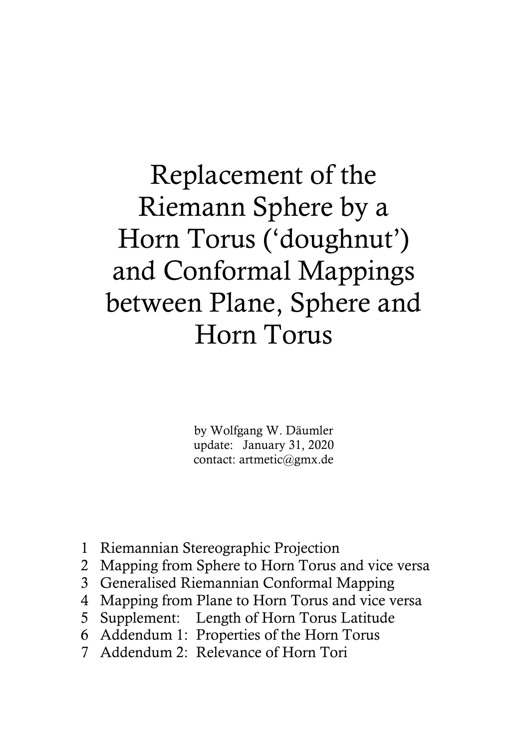# Replacement of the Riemann Sphere by a Horn Torus (‘doughnut’) and Conformal Mappings between Plane, Sphere and Horn Torus

by Wolfgang W. Däumler  
update: January 31, 2020  
contact: artmetic@gmx.de

1 Riemannian Stereographic Projection  
2 Mapping from Sphere to Horn Torus and vice versa  
3 Generalised Riemannian Conformal Mapping  
4 Mapping from Plane to Horn Torus and vice versa  
5 Supplement: Length of Horn Torus Latitude  
6 Addendum 1: Properties of the Horn Torus  
7 Addendum 2: Relevance of Horn Tori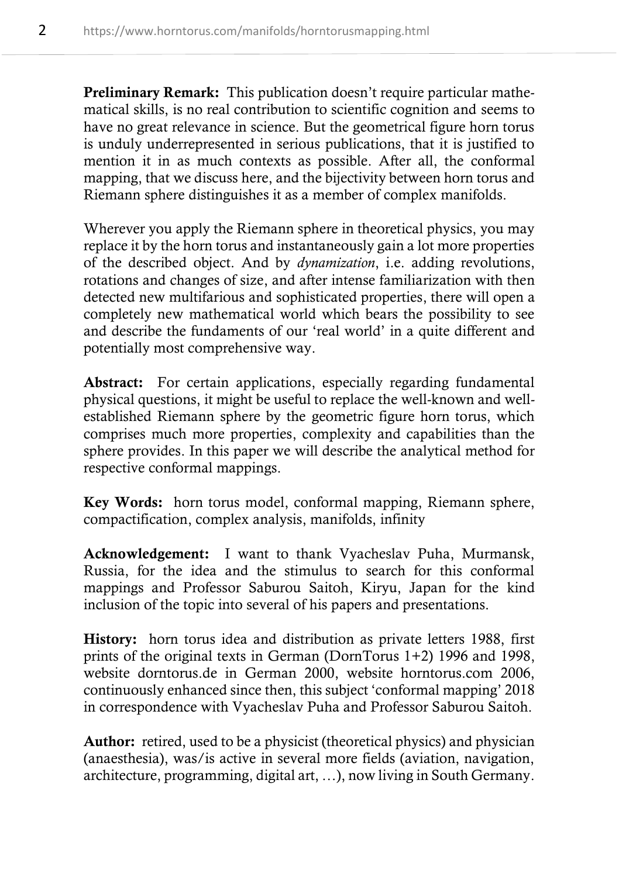**Preliminary Remark:** This publication doesn't require particular mathematical skills, is no real contribution to scientific cognition and seems to have no great relevance in science. But the geometrical figure horn torus is unduly underrepresented in serious publications, that it is justified to mention it in as much contexts as possible. After all, the conformal mapping, that we discuss here, and the bijectivity between horn torus and Riemann sphere distinguishes it as a member of complex manifolds.

Wherever you apply the Riemann sphere in theoretical physics, you may replace it by the horn torus and instantaneously gain a lot more properties of the described object. And by *dynamization*, i.e. adding revolutions, rotations and changes of size, and after intense familiarization with then detected new multifarious and sophisticated properties, there will open a completely new mathematical world which bears the possibility to see and describe the fundaments of our 'real world' in a quite different and potentially most comprehensive way.

**Abstract:** For certain applications, especially regarding fundamental physical questions, it might be useful to replace the well-known and well-established Riemann sphere by the geometric figure horn torus, which comprises much more properties, complexity and capabilities than the sphere provides. In this paper we will describe the analytical method for respective conformal mappings.

**Key Words:** horn torus model, conformal mapping, Riemann sphere, compactification, complex analysis, manifolds, infinity

**Acknowledgement:** I want to thank Vyacheslav Puha, Murmansk, Russia, for the idea and the stimulus to search for this conformal mappings and Professor Saburou Saitoh, Kiryu, Japan for the kind inclusion of the topic into several of his papers and presentations.

**History:** horn torus idea and distribution as private letters 1988, first prints of the original texts in German (DornTorus 1+2) 1996 and 1998, website dorntorus.de in German 2000, website horntorus.com 2006, continuously enhanced since then, this subject 'conformal mapping' 2018 in correspondence with Vyacheslav Puha and Professor Saburou Saitoh.

**Author:** retired, used to be a physicist (theoretical physics) and physician (anaesthesia), was/is active in several more fields (aviation, navigation, architecture, programming, digital art, …), now living in South Germany.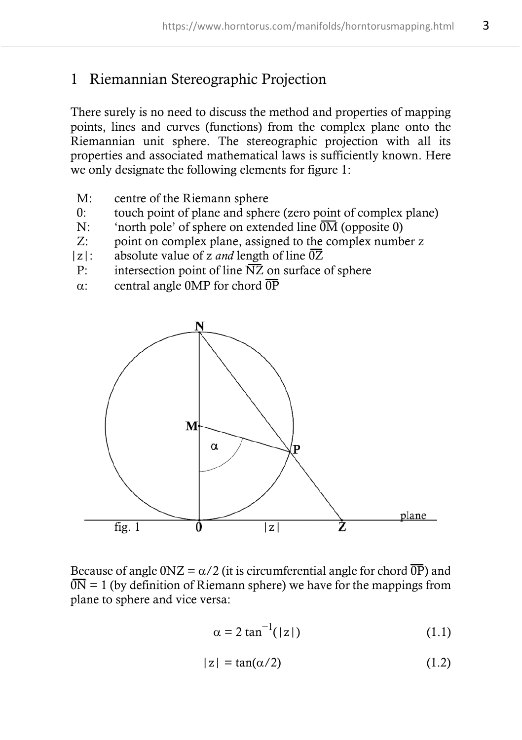## 1 Riemannian Stereographic Projection

There surely is no need to discuss the method and properties of mapping points, lines and curves (functions) from the complex plane onto the Riemannian unit sphere. The stereographic projection with all its properties and associated mathematical laws is sufficiently known. Here we only designate the following elements for figure 1:

- M: centre of the Riemann sphere
- 0: touch point of plane and sphere (zero point of complex plane)
- N: 'north pole' of sphere on extended line $\overline{0M}$ (opposite 0)
- Z: point on complex plane, assigned to the complex number z
- |z|: absolute value of z *and* length of line $\overline{0Z}$
- P: intersection point of line $\overline{NZ}$ on surface of sphere
- α: central angle 0MP for chord $\overline{0P}$

fig. 1

Because of angle 0NZ = α/2 (it is circumferential angle for chord $\overline{0P}$) and $\overline{0N}$ = 1 (by definition of Riemann sphere) we have for the mappings from plane to sphere and vice versa:

$$\alpha = 2 \tan^{-1}(|z|) \tag{1.1}$$

$$|z| = \tan(\alpha/2) \tag{1.2}$$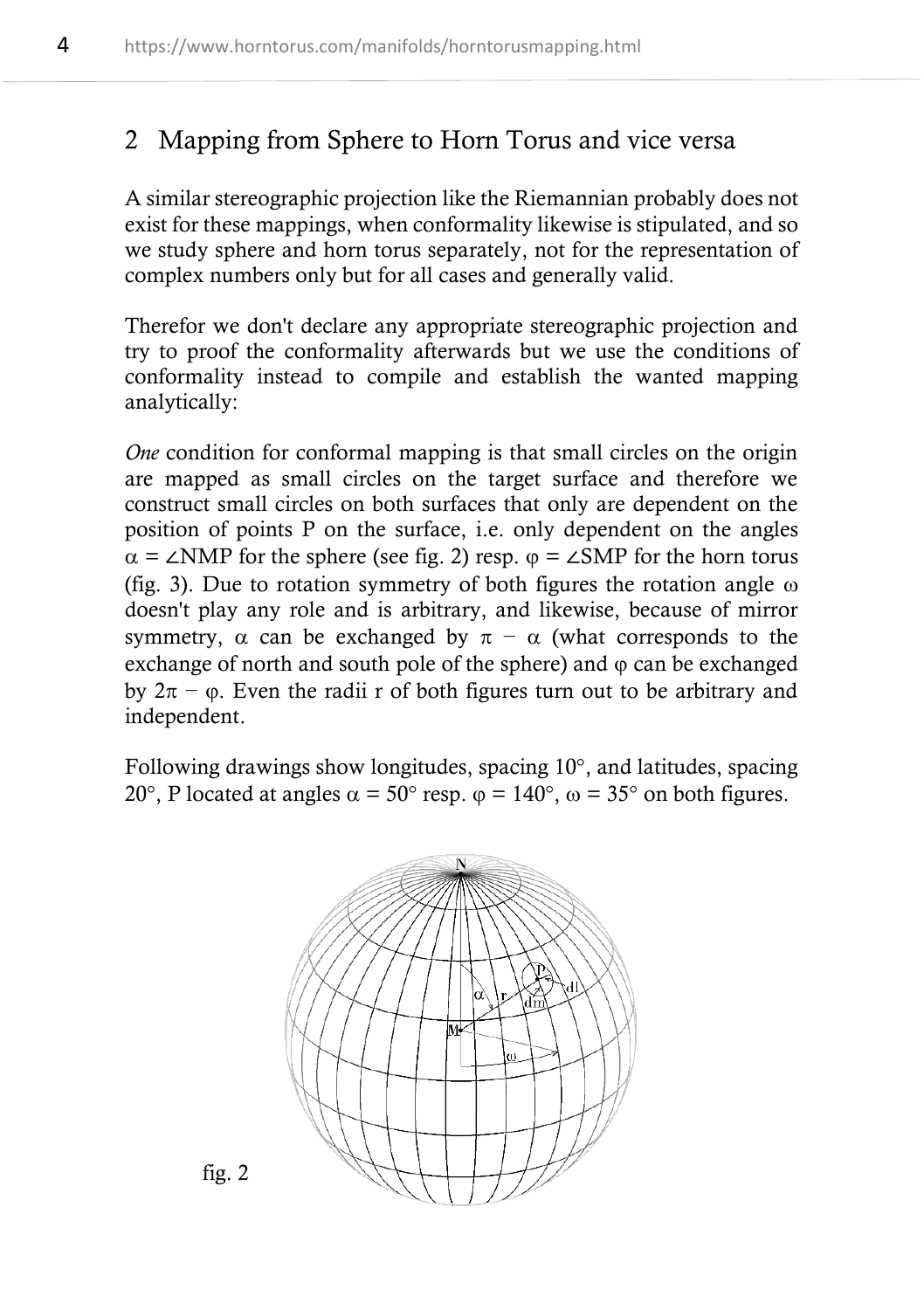## 2 Mapping from Sphere to Horn Torus and vice versa

A similar stereographic projection like the Riemannian probably does not exist for these mappings, when conformality likewise is stipulated, and so we study sphere and horn torus separately, not for the representation of complex numbers only but for all cases and generally valid.

Therefor we don't declare any appropriate stereographic projection and try to proof the conformality afterwards but we use the conditions of conformality instead to compile and establish the wanted mapping analytically:

*One* condition for conformal mapping is that small circles on the origin are mapped as small circles on the target surface and therefore we construct small circles on both surfaces that only are dependent on the position of points P on the surface, i.e. only dependent on the angles $\alpha = \angle NMP$ for the sphere (see fig. 2) resp. $\varphi = \angle SMP$ for the horn torus (fig. 3). Due to rotation symmetry of both figures the rotation angle $\omega$ doesn't play any role and is arbitrary, and likewise, because of mirror symmetry, $\alpha$ can be exchanged by $\pi - \alpha$ (what corresponds to the exchange of north and south pole of the sphere) and $\varphi$ can be exchanged by $2\pi - \varphi$. Even the radii r of both figures turn out to be arbitrary and independent.

Following drawings show longitudes, spacing 10°, and latitudes, spacing 20°, P located at angles $\alpha = 50°$ resp. $\varphi = 140°$, $\omega = 35°$ on both figures.

fig. 2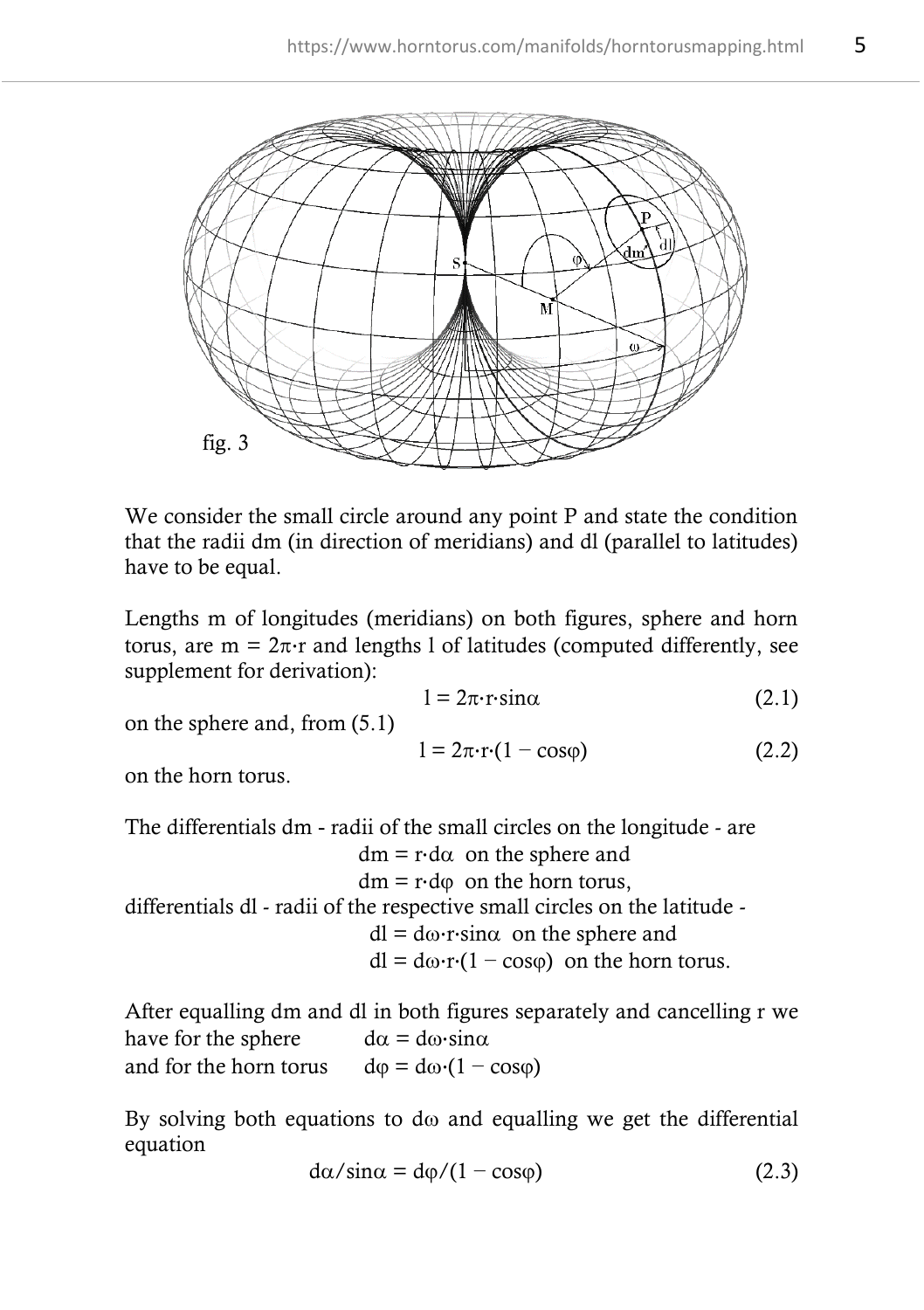fig. 3

We consider the small circle around any point P and state the condition that the radii dm (in direction of meridians) and dl (parallel to latitudes) have to be equal.

Lengths m of longitudes (meridians) on both figures, sphere and horn torus, are $m = 2\pi \cdot r$ and lengths l of latitudes (computed differently, see supplement for derivation):

$$l = 2\pi \cdot r \cdot \sin\alpha \qquad (2.1)$$

on the sphere and, from (5.1)

$$l = 2\pi \cdot r \cdot (1 - \cos\varphi) \qquad (2.2)$$

on the horn torus.

The differentials dm - radii of the small circles on the longitude - are

$dm = r \cdot d\alpha$ on the sphere and

$dm = r \cdot d\varphi$ on the horn torus,

differentials dl - radii of the respective small circles on the latitude -

$dl = d\omega \cdot r \cdot \sin\alpha$ on the sphere and

$dl = d\omega \cdot r \cdot (1 - \cos\varphi)$ on the horn torus.

After equalling dm and dl in both figures separately and cancelling r we have for the sphere $d\alpha = d\omega \cdot \sin\alpha$

and for the horn torus $d\varphi = d\omega \cdot (1 - \cos\varphi)$

By solving both equations to $d\omega$ and equalling we get the differential equation

$$d\alpha/\sin\alpha = d\varphi/(1 - \cos\varphi) \qquad (2.3)$$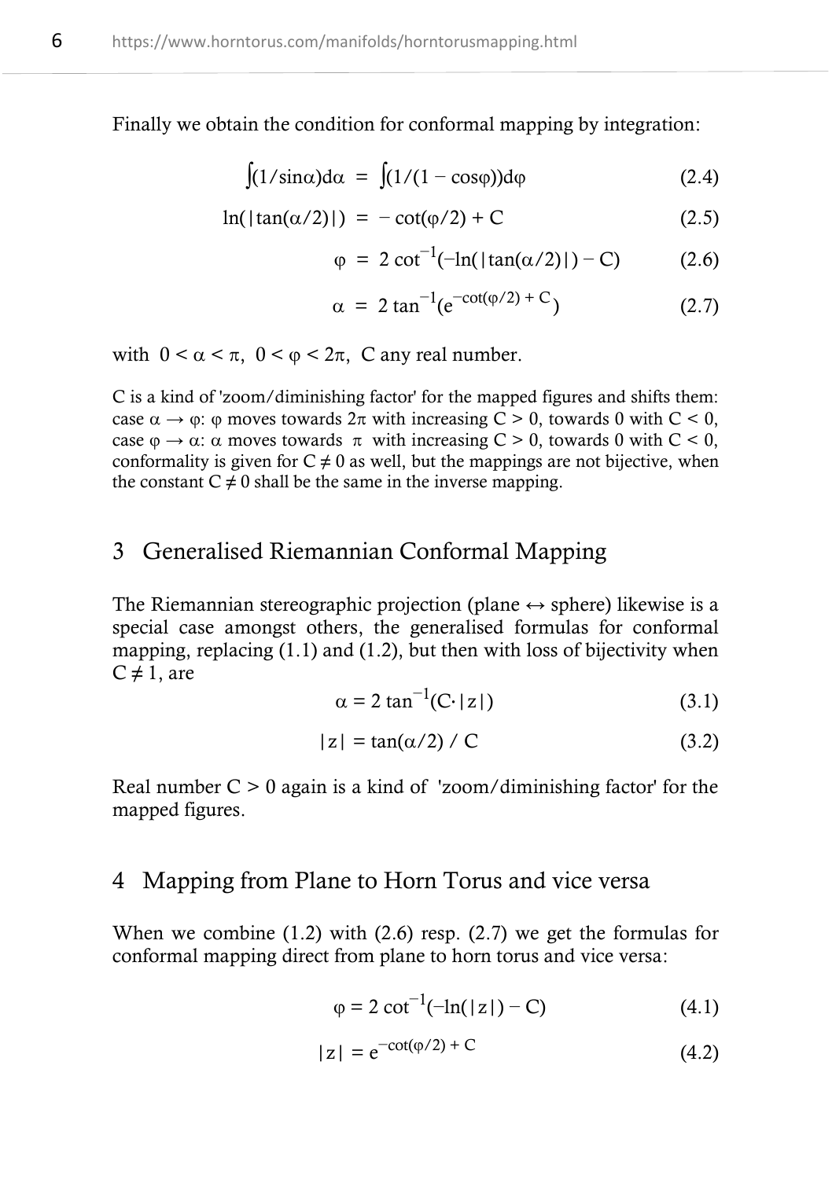Finally we obtain the condition for conformal mapping by integration:

$$\int(1/\sin\alpha)d\alpha \;=\; \int(1/(1-\cos\varphi))d\varphi \tag{2.4}$$

$$\ln(|\tan(\alpha/2)|) \;=\; -\cot(\varphi/2) + C \tag{2.5}$$

$$\varphi \;=\; 2\cot^{-1}(-\ln(|\tan(\alpha/2)|) - C) \tag{2.6}$$

$$\alpha \;=\; 2\tan^{-1}(e^{-\cot(\varphi/2) + C}) \tag{2.7}$$

with $0 < \alpha < \pi$, $0 < \varphi < 2\pi$, C any real number.

C is a kind of 'zoom/diminishing factor' for the mapped figures and shifts them: case $\alpha \rightarrow \varphi$: $\varphi$ moves towards $2\pi$ with increasing $C > 0$, towards 0 with $C < 0$, case $\varphi \rightarrow \alpha$: $\alpha$ moves towards $\pi$ with increasing $C > 0$, towards 0 with $C < 0$, conformality is given for $C \neq 0$ as well, but the mappings are not bijective, when the constant $C \neq 0$ shall be the same in the inverse mapping.

## 3 Generalised Riemannian Conformal Mapping

The Riemannian stereographic projection (plane $\leftrightarrow$ sphere) likewise is a special case amongst others, the generalised formulas for conformal mapping, replacing (1.1) and (1.2), but then with loss of bijectivity when $C \neq 1$, are

$$\alpha = 2\tan^{-1}(C\cdot|z|) \tag{3.1}$$

$$|z| = \tan(\alpha/2)\;/\;C \tag{3.2}$$

Real number $C > 0$ again is a kind of 'zoom/diminishing factor' for the mapped figures.

## 4 Mapping from Plane to Horn Torus and vice versa

When we combine (1.2) with (2.6) resp. (2.7) we get the formulas for conformal mapping direct from plane to horn torus and vice versa:

$$\varphi = 2\cot^{-1}(-\ln(|z|) - C) \tag{4.1}$$

$$|z| = e^{-\cot(\varphi/2) + C} \tag{4.2}$$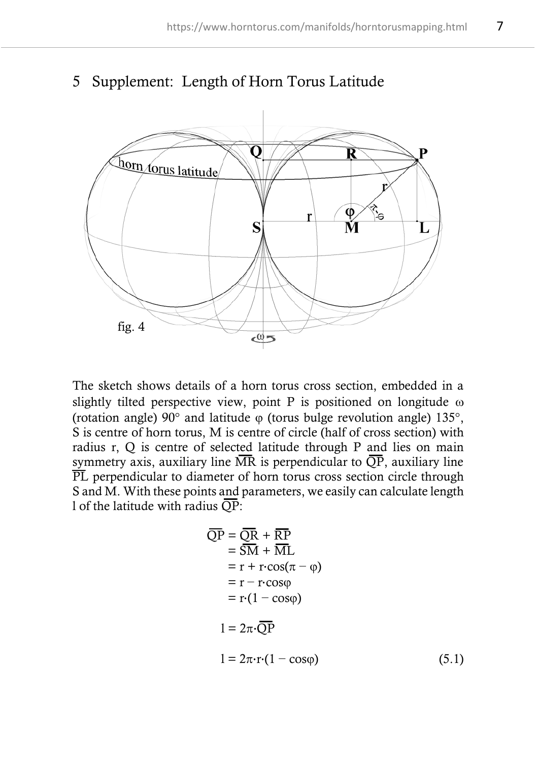## 5 Supplement: Length of Horn Torus Latitude

fig. 4

The sketch shows details of a horn torus cross section, embedded in a slightly tilted perspective view, point P is positioned on longitude ω (rotation angle) 90° and latitude φ (torus bulge revolution angle) 135°, S is centre of horn torus, M is centre of circle (half of cross section) with radius r, Q is centre of selected latitude through P and lies on main symmetry axis, auxiliary line $\overline{MR}$ is perpendicular to $\overline{QP}$, auxiliary line $\overline{PL}$ perpendicular to diameter of horn torus cross section circle through S and M. With these points and parameters, we easily can calculate length l of the latitude with radius $\overline{QP}$:

$$
\begin{aligned}
\overline{QP} &= \overline{QR} + \overline{RP} \\
&= \overline{SM} + \overline{ML} \\
&= r + r\cdot\cos(\pi - \varphi) \\
&= r - r\cdot\cos\varphi \\
&= r\cdot(1 - \cos\varphi)
\end{aligned}
$$

$$l = 2\pi\cdot\overline{QP}$$

$$l = 2\pi\cdot r\cdot(1 - \cos\varphi) \qquad (5.1)$$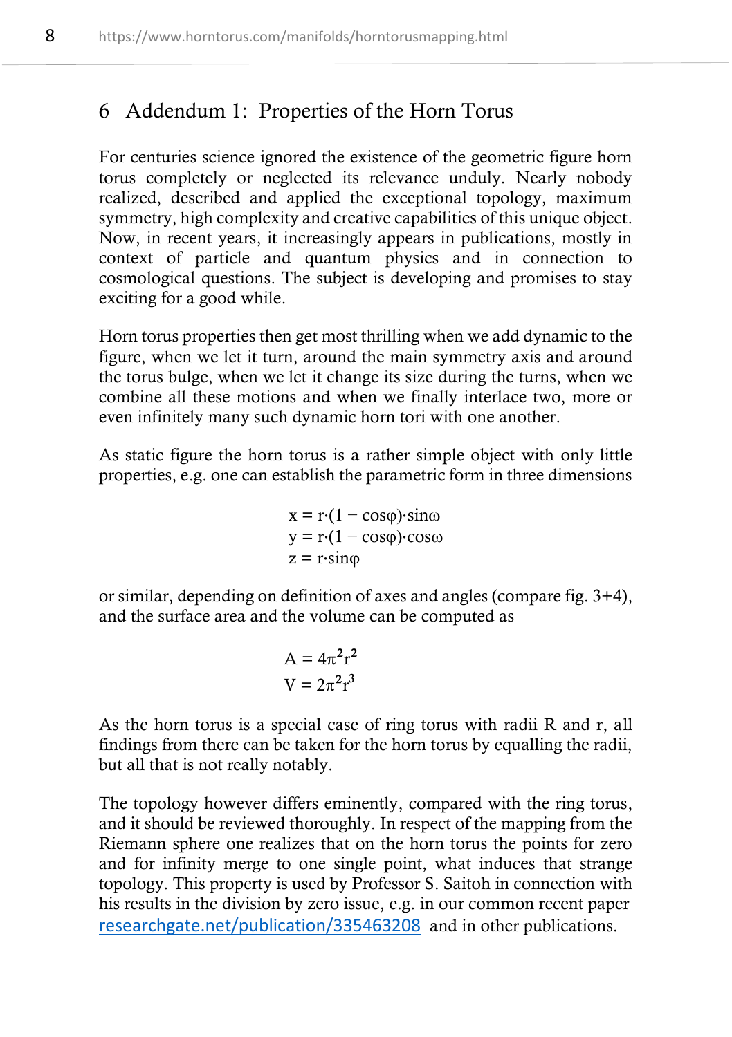## 6 Addendum 1: Properties of the Horn Torus

For centuries science ignored the existence of the geometric figure horn torus completely or neglected its relevance unduly. Nearly nobody realized, described and applied the exceptional topology, maximum symmetry, high complexity and creative capabilities of this unique object. Now, in recent years, it increasingly appears in publications, mostly in context of particle and quantum physics and in connection to cosmological questions. The subject is developing and promises to stay exciting for a good while.

Horn torus properties then get most thrilling when we add dynamic to the figure, when we let it turn, around the main symmetry axis and around the torus bulge, when we let it change its size during the turns, when we combine all these motions and when we finally interlace two, more or even infinitely many such dynamic horn tori with one another.

As static figure the horn torus is a rather simple object with only little properties, e.g. one can establish the parametric form in three dimensions

$$x = r \cdot (1 - \cos\varphi) \cdot \sin\omega$$
$$y = r \cdot (1 - \cos\varphi) \cdot \cos\omega$$
$$z = r \cdot \sin\varphi$$

or similar, depending on definition of axes and angles (compare fig. 3+4), and the surface area and the volume can be computed as

$$A = 4\pi^2 r^2$$
$$V = 2\pi^2 r^3$$

As the horn torus is a special case of ring torus with radii R and r, all findings from there can be taken for the horn torus by equalling the radii, but all that is not really notably.

The topology however differs eminently, compared with the ring torus, and it should be reviewed thoroughly. In respect of the mapping from the Riemann sphere one realizes that on the horn torus the points for zero and for infinity merge to one single point, what induces that strange topology. This property is used by Professor S. Saitoh in connection with his results in the division by zero issue, e.g. in our common recent paper [researchgate.net/publication/335463208](https://researchgate.net/publication/335463208) and in other publications.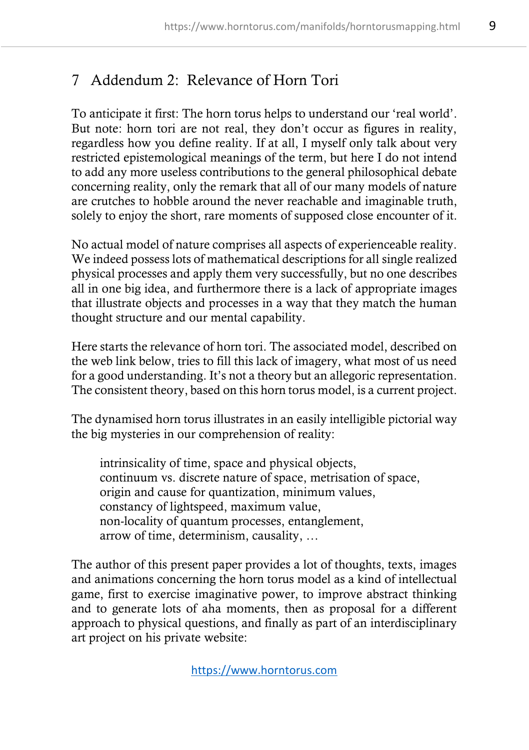## 7 Addendum 2: Relevance of Horn Tori

To anticipate it first: The horn torus helps to understand our 'real world'. But note: horn tori are not real, they don't occur as figures in reality, regardless how you define reality. If at all, I myself only talk about very restricted epistemological meanings of the term, but here I do not intend to add any more useless contributions to the general philosophical debate concerning reality, only the remark that all of our many models of nature are crutches to hobble around the never reachable and imaginable truth, solely to enjoy the short, rare moments of supposed close encounter of it.

No actual model of nature comprises all aspects of experienceable reality. We indeed possess lots of mathematical descriptions for all single realized physical processes and apply them very successfully, but no one describes all in one big idea, and furthermore there is a lack of appropriate images that illustrate objects and processes in a way that they match the human thought structure and our mental capability.

Here starts the relevance of horn tori. The associated model, described on the web link below, tries to fill this lack of imagery, what most of us need for a good understanding. It's not a theory but an allegoric representation. The consistent theory, based on this horn torus model, is a current project.

The dynamised horn torus illustrates in an easily intelligible pictorial way the big mysteries in our comprehension of reality:

> intrinsicality of time, space and physical objects,
> continuum vs. discrete nature of space, metrisation of space,
> origin and cause for quantization, minimum values,
> constancy of lightspeed, maximum value,
> non-locality of quantum processes, entanglement,
> arrow of time, determinism, causality, …

The author of this present paper provides a lot of thoughts, texts, images and animations concerning the horn torus model as a kind of intellectual game, first to exercise imaginative power, to improve abstract thinking and to generate lots of aha moments, then as proposal for a different approach to physical questions, and finally as part of an interdisciplinary art project on his private website:

https://www.horntorus.com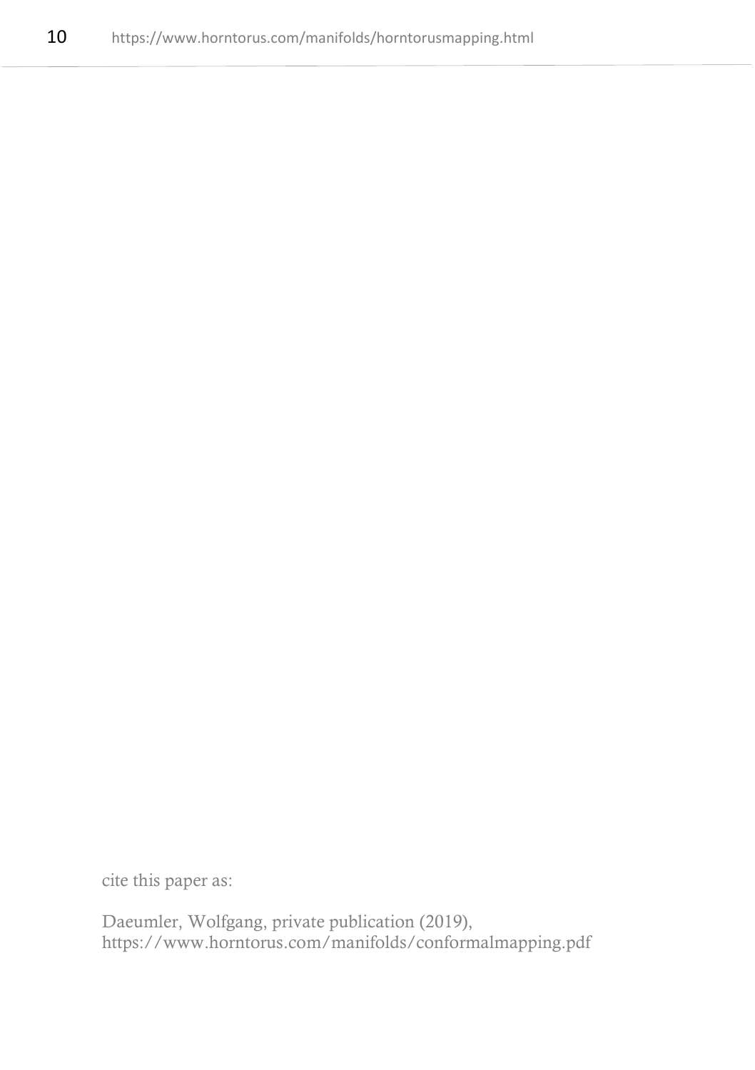cite this paper as:

Daeumler, Wolfgang, private publication (2019),
https://www.horntorus.com/manifolds/conformalmapping.pdf